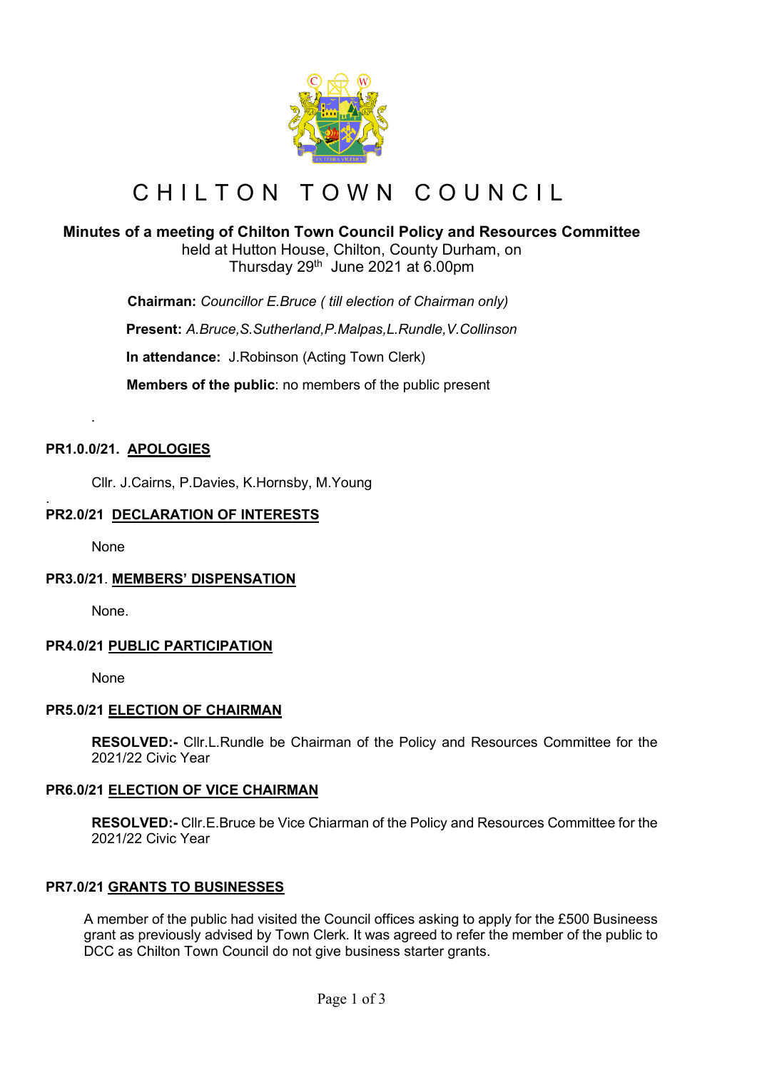# CHILTON TOWN COUNCIL

## Minutes of a meeting of Chilton Town Council Policy and Resources Committee

held at Hutton House, Chilton, County Durham, on
Thursday 29th June 2021 at 6.00pm

**Chairman:** *Councillor E.Bruce ( till election of Chairman only)*

**Present:** *A.Bruce,S.Sutherland,P.Malpas,L.Rundle,V.Collinson*

**In attendance:** J.Robinson (Acting Town Clerk)

**Members of the public**: no members of the public present

.

### PR1.0.0/21. APOLOGIES

Cllr. J.Cairns, P.Davies, K.Hornsby, M.Young

.

### PR2.0/21 DECLARATION OF INTERESTS

None

### PR3.0/21. MEMBERS' DISPENSATION

None.

### PR4.0/21 PUBLIC PARTICIPATION

None

### PR5.0/21 ELECTION OF CHAIRMAN

**RESOLVED:-** Cllr.L.Rundle be Chairman of the Policy and Resources Committee for the 2021/22 Civic Year

### PR6.0/21 ELECTION OF VICE CHAIRMAN

**RESOLVED:-** Cllr.E.Bruce be Vice Chiarman of the Policy and Resources Committee for the 2021/22 Civic Year

### PR7.0/21 GRANTS TO BUSINESSES

A member of the public had visited the Council offices asking to apply for the £500 Busineess grant as previously advised by Town Clerk. It was agreed to refer the member of the public to DCC as Chilton Town Council do not give business starter grants.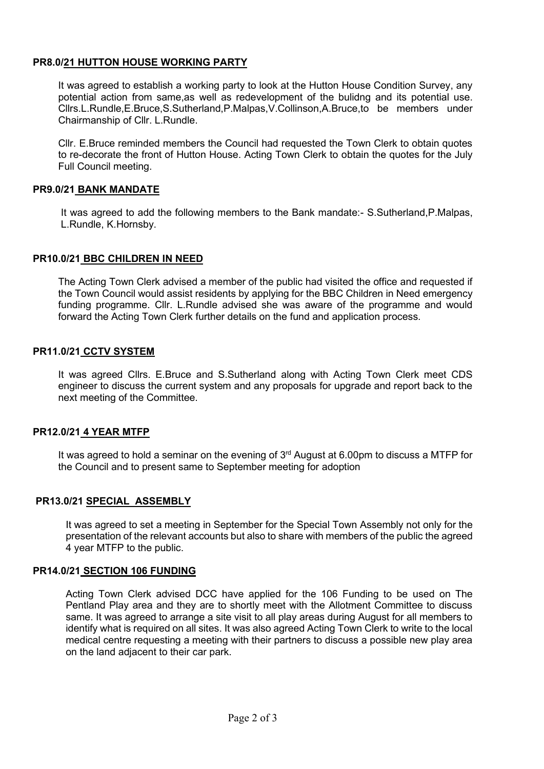## PR8.0/21 HUTTON HOUSE WORKING PARTY

It was agreed to establish a working party to look at the Hutton House Condition Survey, any potential action from same,as well as redevelopment of the bulidng and its potential use. Cllrs.L.Rundle,E.Bruce,S.Sutherland,P.Malpas,V.Collinson,A.Bruce,to be members under Chairmanship of Cllr. L.Rundle.

Cllr. E.Bruce reminded members the Council had requested the Town Clerk to obtain quotes to re-decorate the front of Hutton House. Acting Town Clerk to obtain the quotes for the July Full Council meeting.

## PR9.0/21 BANK MANDATE

It was agreed to add the following members to the Bank mandate:- S.Sutherland,P.Malpas, L.Rundle, K.Hornsby.

## PR10.0/21 BBC CHILDREN IN NEED

The Acting Town Clerk advised a member of the public had visited the office and requested if the Town Council would assist residents by applying for the BBC Children in Need emergency funding programme. Cllr. L.Rundle advised she was aware of the programme and would forward the Acting Town Clerk further details on the fund and application process.

## PR11.0/21 CCTV SYSTEM

It was agreed Cllrs. E.Bruce and S.Sutherland along with Acting Town Clerk meet CDS engineer to discuss the current system and any proposals for upgrade and report back to the next meeting of the Committee.

## PR12.0/21 4 YEAR MTFP

It was agreed to hold a seminar on the evening of 3rd August at 6.00pm to discuss a MTFP for the Council and to present same to September meeting for adoption

## PR13.0/21 SPECIAL ASSEMBLY

It was agreed to set a meeting in September for the Special Town Assembly not only for the presentation of the relevant accounts but also to share with members of the public the agreed 4 year MTFP to the public.

## PR14.0/21 SECTION 106 FUNDING

Acting Town Clerk advised DCC have applied for the 106 Funding to be used on The Pentland Play area and they are to shortly meet with the Allotment Committee to discuss same. It was agreed to arrange a site visit to all play areas during August for all members to identify what is required on all sites. It was also agreed Acting Town Clerk to write to the local medical centre requesting a meeting with their partners to discuss a possible new play area on the land adjacent to their car park.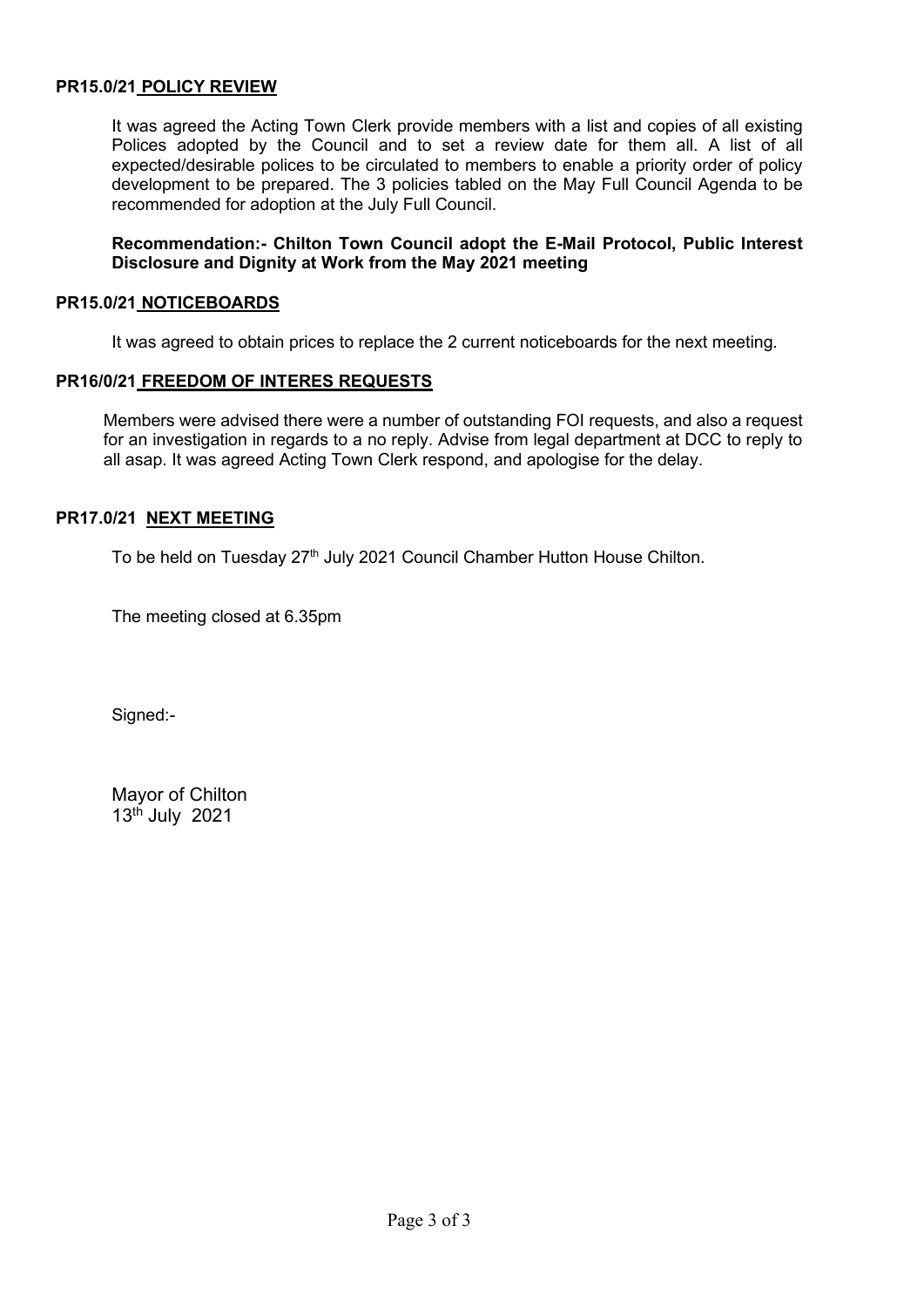### PR15.0/21 POLICY REVIEW

It was agreed the Acting Town Clerk provide members with a list and copies of all existing Polices adopted by the Council and to set a review date for them all. A list of all expected/desirable polices to be circulated to members to enable a priority order of policy development to be prepared. The 3 policies tabled on the May Full Council Agenda to be recommended for adoption at the July Full Council.

**Recommendation:- Chilton Town Council adopt the E-Mail Protocol, Public Interest Disclosure and Dignity at Work from the May 2021 meeting**

### PR15.0/21 NOTICEBOARDS

It was agreed to obtain prices to replace the 2 current noticeboards for the next meeting.

### PR16/0/21 FREEDOM OF INTERES REQUESTS

Members were advised there were a number of outstanding FOI requests, and also a request for an investigation in regards to a no reply. Advise from legal department at DCC to reply to all asap. It was agreed Acting Town Clerk respond, and apologise for the delay.

### PR17.0/21 NEXT MEETING

To be held on Tuesday 27th July 2021 Council Chamber Hutton House Chilton.

The meeting closed at 6.35pm

Signed:-

Mayor of Chilton
13th July 2021